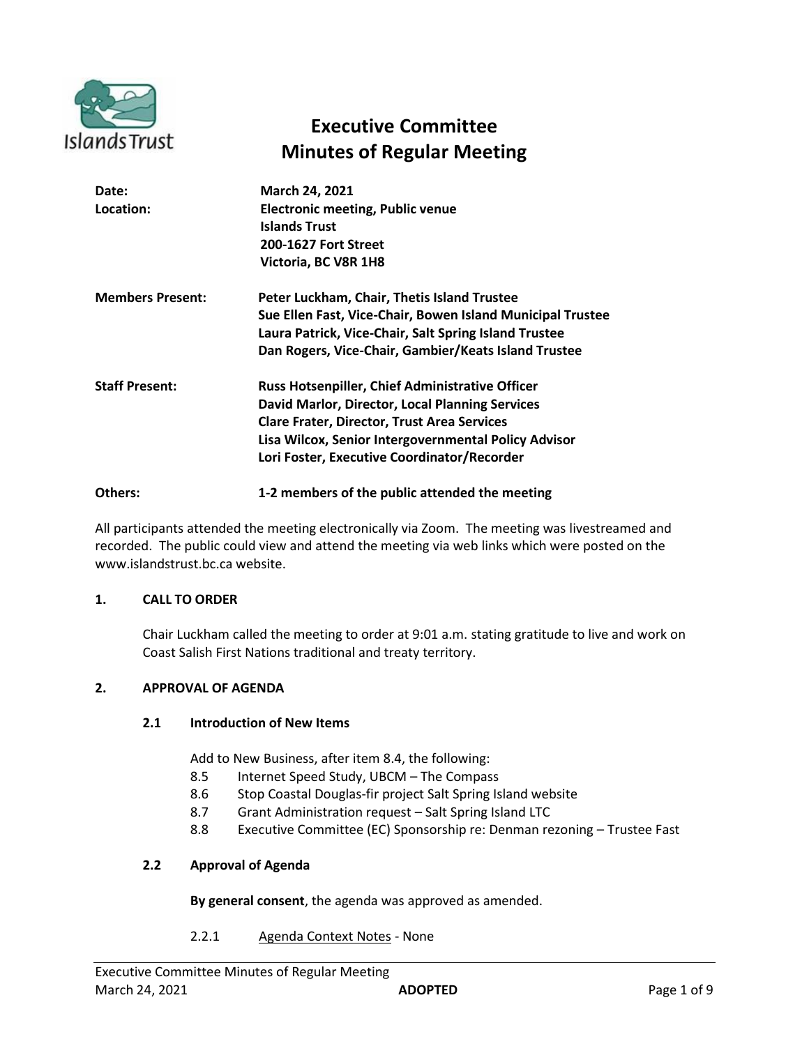Islands Trust

# Executive Committee
# Minutes of Regular Meeting

**Date:** March 24, 2021

**Location:** Electronic meeting, Public venue
Islands Trust
200-1627 Fort Street
Victoria, BC V8R 1H8

**Members Present:**
Peter Luckham, Chair, Thetis Island Trustee
Sue Ellen Fast, Vice-Chair, Bowen Island Municipal Trustee
Laura Patrick, Vice-Chair, Salt Spring Island Trustee
Dan Rogers, Vice-Chair, Gambier/Keats Island Trustee

**Staff Present:**
Russ Hotsenpiller, Chief Administrative Officer
David Marlor, Director, Local Planning Services
Clare Frater, Director, Trust Area Services
Lisa Wilcox, Senior Intergovernmental Policy Advisor
Lori Foster, Executive Coordinator/Recorder

**Others:** 1-2 members of the public attended the meeting

All participants attended the meeting electronically via Zoom. The meeting was livestreamed and recorded. The public could view and attend the meeting via web links which were posted on the www.islandstrust.bc.ca website.

## 1. CALL TO ORDER

Chair Luckham called the meeting to order at 9:01 a.m. stating gratitude to live and work on Coast Salish First Nations traditional and treaty territory.

## 2. APPROVAL OF AGENDA

### 2.1 Introduction of New Items

Add to New Business, after item 8.4, the following:

- 8.5 Internet Speed Study, UBCM – The Compass
- 8.6 Stop Coastal Douglas-fir project Salt Spring Island website
- 8.7 Grant Administration request – Salt Spring Island LTC
- 8.8 Executive Committee (EC) Sponsorship re: Denman rezoning – Trustee Fast

### 2.2 Approval of Agenda

**By general consent**, the agenda was approved as amended.

2.2.1 Agenda Context Notes - None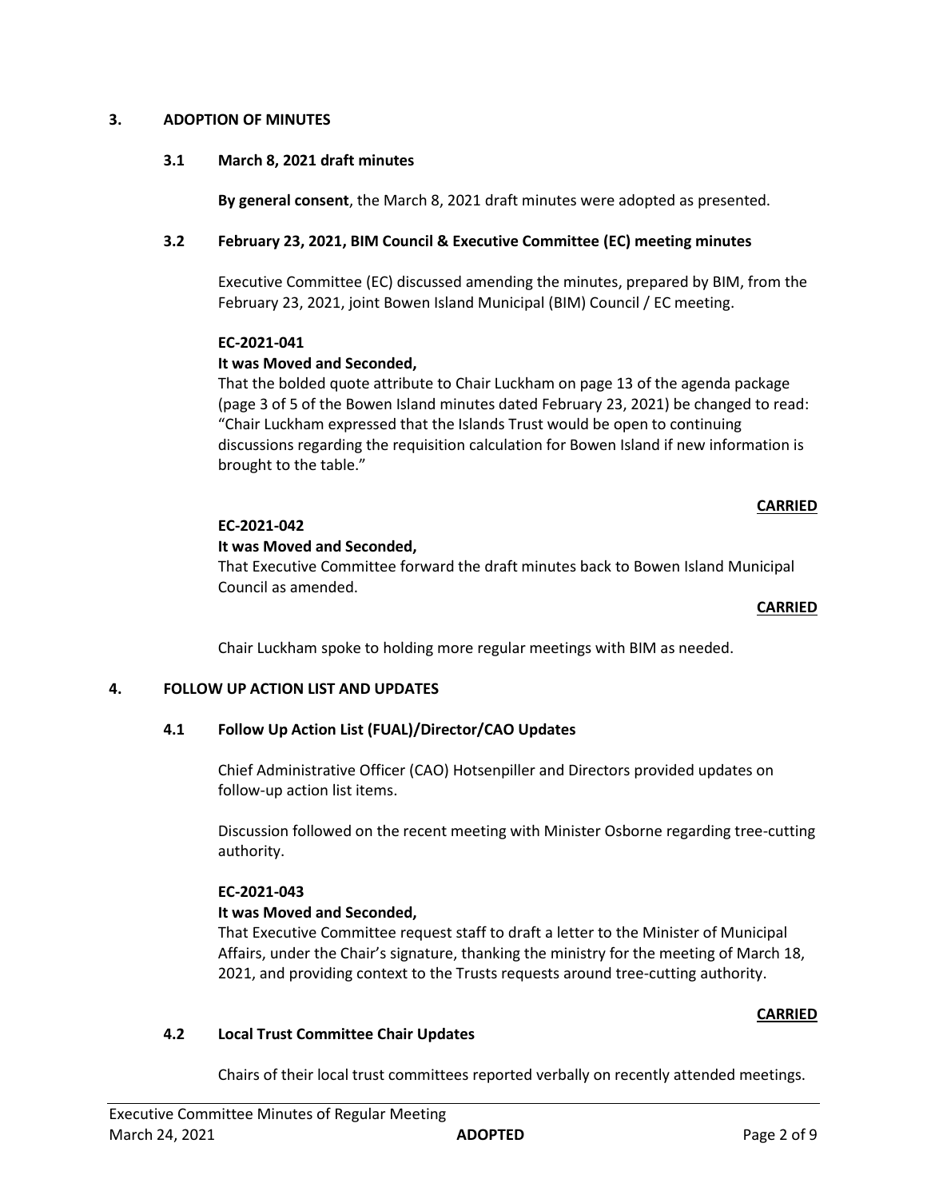## 3. ADOPTION OF MINUTES

### 3.1 March 8, 2021 draft minutes

**By general consent**, the March 8, 2021 draft minutes were adopted as presented.

### 3.2 February 23, 2021, BIM Council & Executive Committee (EC) meeting minutes

Executive Committee (EC) discussed amending the minutes, prepared by BIM, from the February 23, 2021, joint Bowen Island Municipal (BIM) Council / EC meeting.

**EC-2021-041**

**It was Moved and Seconded,**

That the bolded quote attribute to Chair Luckham on page 13 of the agenda package (page 3 of 5 of the Bowen Island minutes dated February 23, 2021) be changed to read: "Chair Luckham expressed that the Islands Trust would be open to continuing discussions regarding the requisition calculation for Bowen Island if new information is brought to the table."

**CARRIED**

**EC-2021-042**

**It was Moved and Seconded,**

That Executive Committee forward the draft minutes back to Bowen Island Municipal Council as amended.

**CARRIED**

Chair Luckham spoke to holding more regular meetings with BIM as needed.

## 4. FOLLOW UP ACTION LIST AND UPDATES

### 4.1 Follow Up Action List (FUAL)/Director/CAO Updates

Chief Administrative Officer (CAO) Hotsenpiller and Directors provided updates on follow-up action list items.

Discussion followed on the recent meeting with Minister Osborne regarding tree-cutting authority.

**EC-2021-043**

**It was Moved and Seconded,**

That Executive Committee request staff to draft a letter to the Minister of Municipal Affairs, under the Chair's signature, thanking the ministry for the meeting of March 18, 2021, and providing context to the Trusts requests around tree-cutting authority.

**CARRIED**

### 4.2 Local Trust Committee Chair Updates

Chairs of their local trust committees reported verbally on recently attended meetings.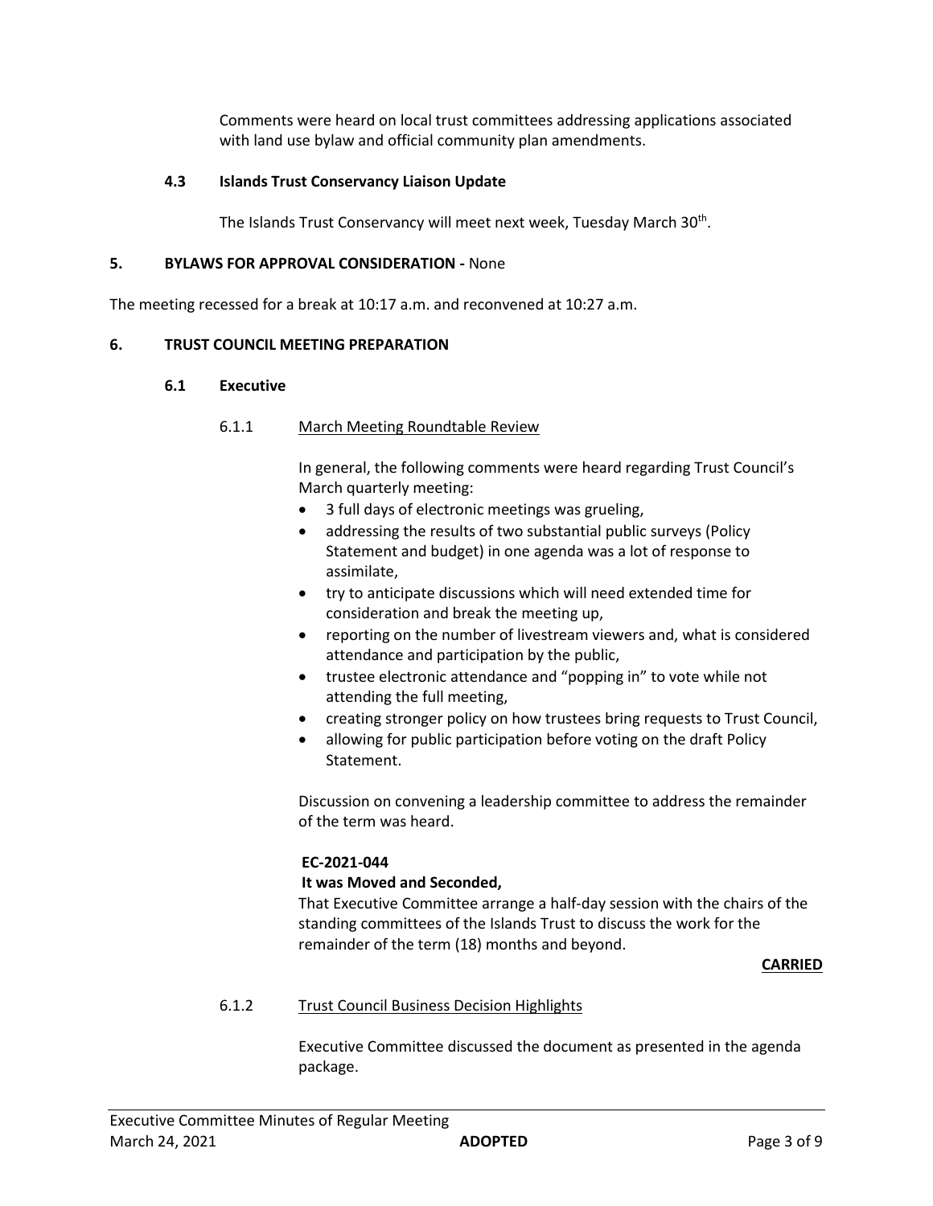Comments were heard on local trust committees addressing applications associated with land use bylaw and official community plan amendments.

### 4.3 Islands Trust Conservancy Liaison Update

The Islands Trust Conservancy will meet next week, Tuesday March 30th.

## 5. BYLAWS FOR APPROVAL CONSIDERATION - None

The meeting recessed for a break at 10:17 a.m. and reconvened at 10:27 a.m.

## 6. TRUST COUNCIL MEETING PREPARATION

### 6.1 Executive

#### 6.1.1 March Meeting Roundtable Review

In general, the following comments were heard regarding Trust Council's March quarterly meeting:

- 3 full days of electronic meetings was grueling,
- addressing the results of two substantial public surveys (Policy Statement and budget) in one agenda was a lot of response to assimilate,
- try to anticipate discussions which will need extended time for consideration and break the meeting up,
- reporting on the number of livestream viewers and, what is considered attendance and participation by the public,
- trustee electronic attendance and "popping in" to vote while not attending the full meeting,
- creating stronger policy on how trustees bring requests to Trust Council,
- allowing for public participation before voting on the draft Policy Statement.

Discussion on convening a leadership committee to address the remainder of the term was heard.

**EC-2021-044**
**It was Moved and Seconded,**
That Executive Committee arrange a half-day session with the chairs of the standing committees of the Islands Trust to discuss the work for the remainder of the term (18) months and beyond.

**CARRIED**

#### 6.1.2 Trust Council Business Decision Highlights

Executive Committee discussed the document as presented in the agenda package.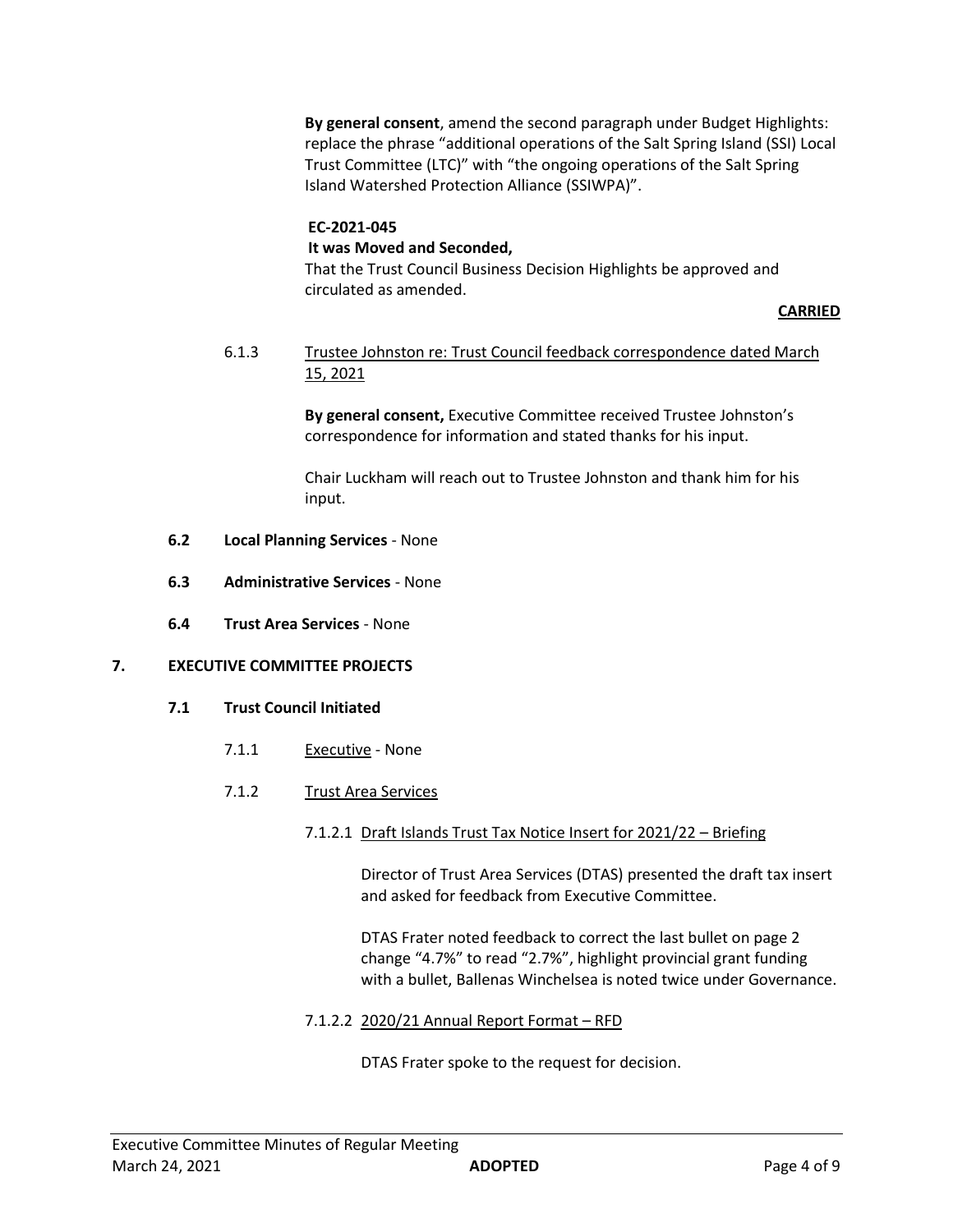**By general consent**, amend the second paragraph under Budget Highlights: replace the phrase "additional operations of the Salt Spring Island (SSI) Local Trust Committee (LTC)" with "the ongoing operations of the Salt Spring Island Watershed Protection Alliance (SSIWPA)".

**EC-2021-045**
**It was Moved and Seconded,**
That the Trust Council Business Decision Highlights be approved and circulated as amended.

**CARRIED**

6.1.3 Trustee Johnston re: Trust Council feedback correspondence dated March 15, 2021

**By general consent,** Executive Committee received Trustee Johnston's correspondence for information and stated thanks for his input.

Chair Luckham will reach out to Trustee Johnston and thank him for his input.

**6.2 Local Planning Services** - None

**6.3 Administrative Services** - None

**6.4 Trust Area Services** - None

## 7. EXECUTIVE COMMITTEE PROJECTS

### 7.1 Trust Council Initiated

7.1.1 Executive - None

7.1.2 Trust Area Services

7.1.2.1 Draft Islands Trust Tax Notice Insert for 2021/22 – Briefing

Director of Trust Area Services (DTAS) presented the draft tax insert and asked for feedback from Executive Committee.

DTAS Frater noted feedback to correct the last bullet on page 2 change "4.7%" to read "2.7%", highlight provincial grant funding with a bullet, Ballenas Winchelsea is noted twice under Governance.

7.1.2.2 2020/21 Annual Report Format – RFD

DTAS Frater spoke to the request for decision.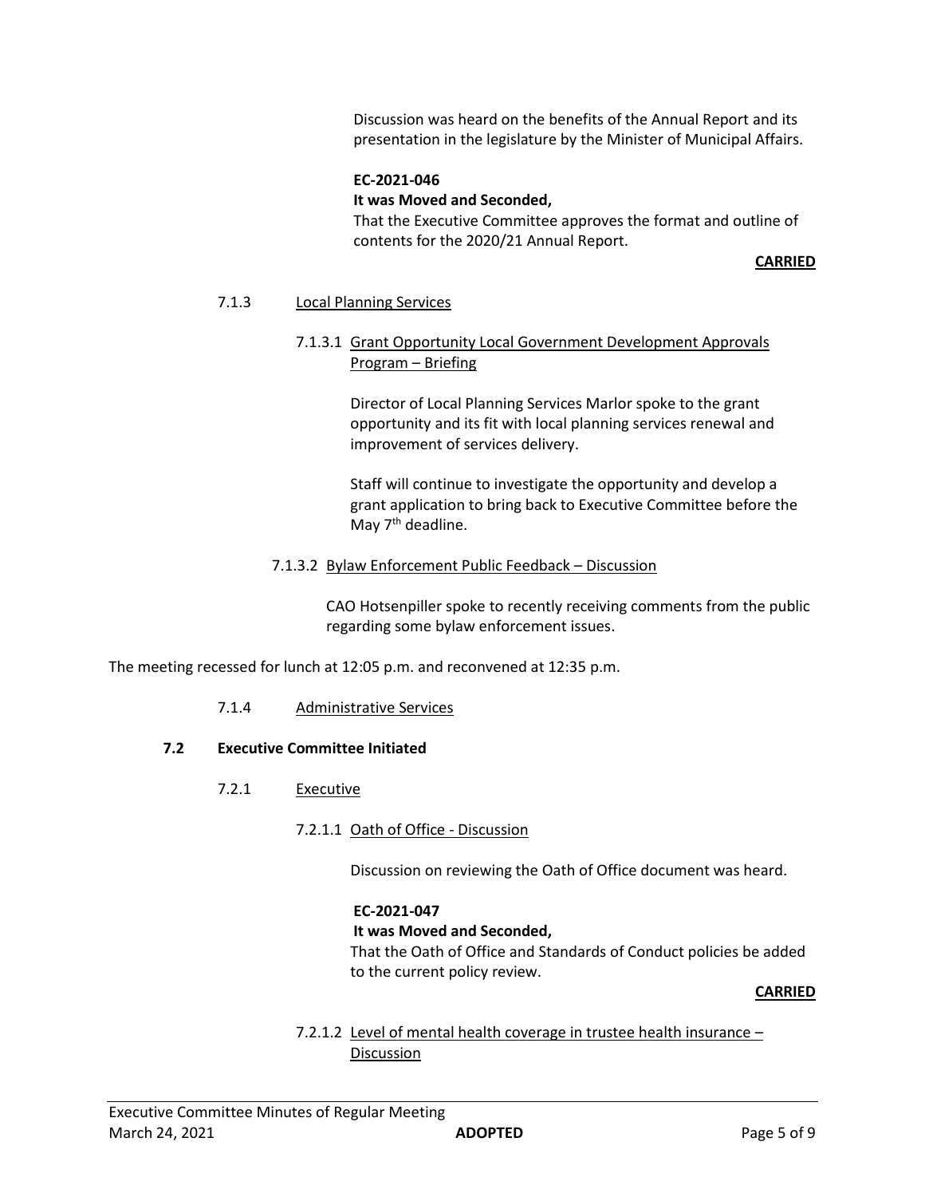Discussion was heard on the benefits of the Annual Report and its presentation in the legislature by the Minister of Municipal Affairs.

**EC-2021-046**
**It was Moved and Seconded,**
That the Executive Committee approves the format and outline of contents for the 2020/21 Annual Report.

**CARRIED**

7.1.3 Local Planning Services

7.1.3.1 Grant Opportunity Local Government Development Approvals Program – Briefing

Director of Local Planning Services Marlor spoke to the grant opportunity and its fit with local planning services renewal and improvement of services delivery.

Staff will continue to investigate the opportunity and develop a grant application to bring back to Executive Committee before the May 7th deadline.

7.1.3.2 Bylaw Enforcement Public Feedback – Discussion

CAO Hotsenpiller spoke to recently receiving comments from the public regarding some bylaw enforcement issues.

The meeting recessed for lunch at 12:05 p.m. and reconvened at 12:35 p.m.

7.1.4 Administrative Services

**7.2 Executive Committee Initiated**

7.2.1 Executive

7.2.1.1 Oath of Office - Discussion

Discussion on reviewing the Oath of Office document was heard.

**EC-2021-047**
**It was Moved and Seconded,**
That the Oath of Office and Standards of Conduct policies be added to the current policy review.

**CARRIED**

7.2.1.2 Level of mental health coverage in trustee health insurance – Discussion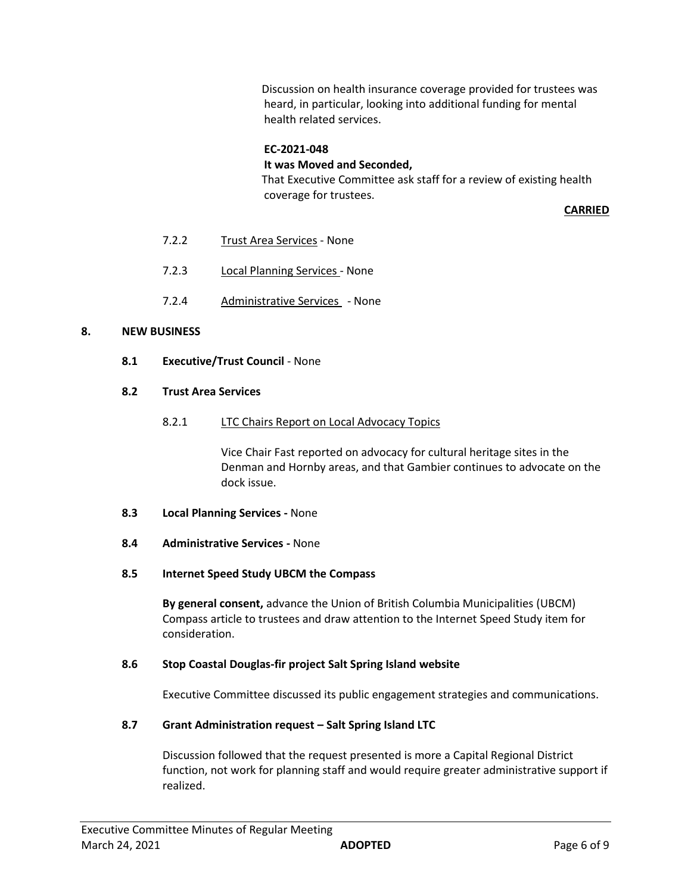Discussion on health insurance coverage provided for trustees was heard, in particular, looking into additional funding for mental health related services.

**EC-2021-048**
**It was Moved and Seconded,**
That Executive Committee ask staff for a review of existing health coverage for trustees.

**CARRIED**

7.2.2 Trust Area Services - None

7.2.3 Local Planning Services - None

7.2.4 Administrative Services - None

## 8. NEW BUSINESS

### 8.1 Executive/Trust Council - None

### 8.2 Trust Area Services

8.2.1 LTC Chairs Report on Local Advocacy Topics

Vice Chair Fast reported on advocacy for cultural heritage sites in the Denman and Hornby areas, and that Gambier continues to advocate on the dock issue.

### 8.3 Local Planning Services - None

### 8.4 Administrative Services - None

### 8.5 Internet Speed Study UBCM the Compass

**By general consent,** advance the Union of British Columbia Municipalities (UBCM) Compass article to trustees and draw attention to the Internet Speed Study item for consideration.

### 8.6 Stop Coastal Douglas-fir project Salt Spring Island website

Executive Committee discussed its public engagement strategies and communications.

### 8.7 Grant Administration request – Salt Spring Island LTC

Discussion followed that the request presented is more a Capital Regional District function, not work for planning staff and would require greater administrative support if realized.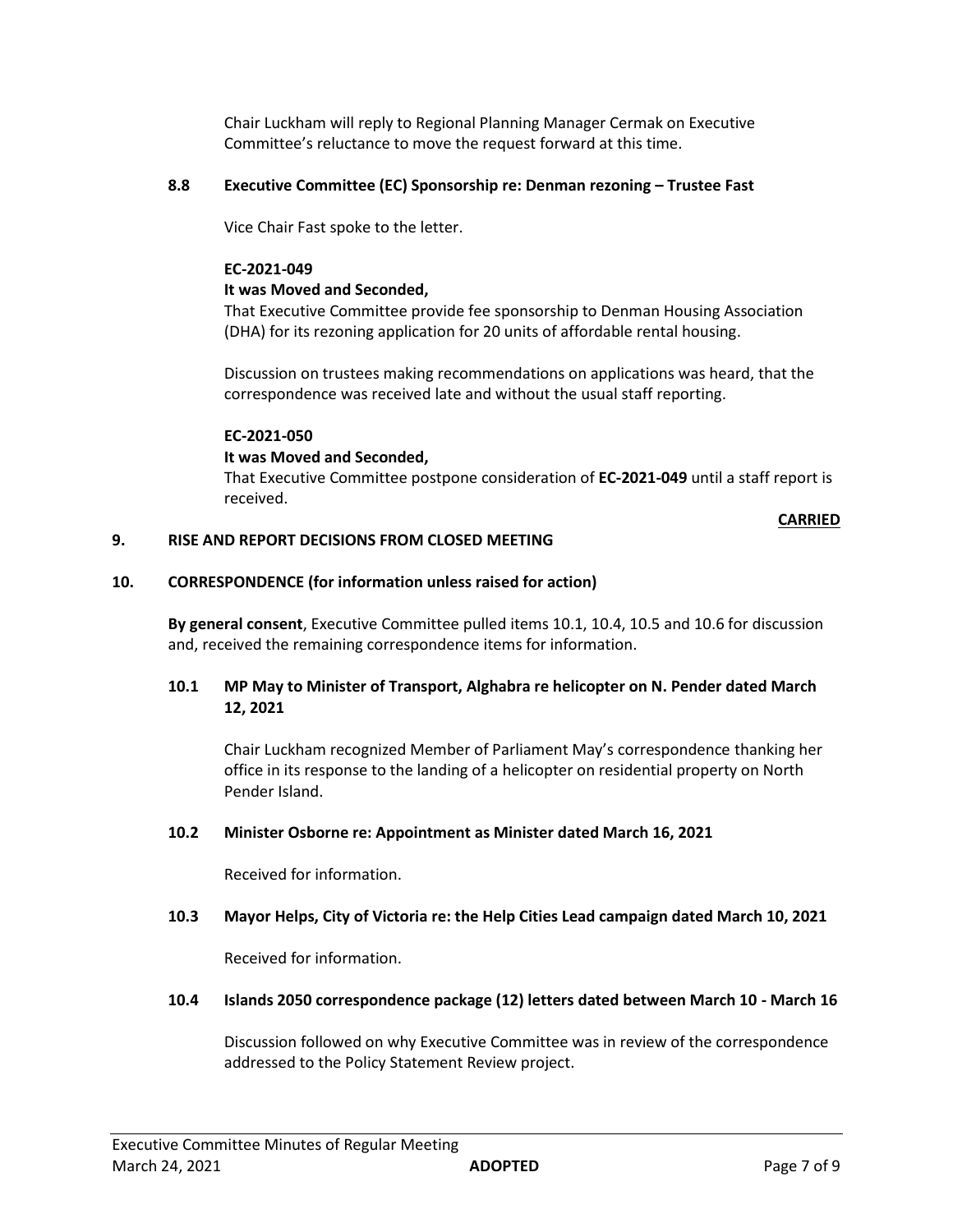Chair Luckham will reply to Regional Planning Manager Cermak on Executive Committee's reluctance to move the request forward at this time.

### 8.8 Executive Committee (EC) Sponsorship re: Denman rezoning – Trustee Fast

Vice Chair Fast spoke to the letter.

**EC-2021-049**

**It was Moved and Seconded,**

That Executive Committee provide fee sponsorship to Denman Housing Association (DHA) for its rezoning application for 20 units of affordable rental housing.

Discussion on trustees making recommendations on applications was heard, that the correspondence was received late and without the usual staff reporting.

**EC-2021-050**

**It was Moved and Seconded,**

That Executive Committee postpone consideration of **EC-2021-049** until a staff report is received.

**CARRIED**

## 9. RISE AND REPORT DECISIONS FROM CLOSED MEETING

## 10. CORRESPONDENCE (for information unless raised for action)

**By general consent**, Executive Committee pulled items 10.1, 10.4, 10.5 and 10.6 for discussion and, received the remaining correspondence items for information.

### 10.1 MP May to Minister of Transport, Alghabra re helicopter on N. Pender dated March 12, 2021

Chair Luckham recognized Member of Parliament May's correspondence thanking her office in its response to the landing of a helicopter on residential property on North Pender Island.

### 10.2 Minister Osborne re: Appointment as Minister dated March 16, 2021

Received for information.

### 10.3 Mayor Helps, City of Victoria re: the Help Cities Lead campaign dated March 10, 2021

Received for information.

### 10.4 Islands 2050 correspondence package (12) letters dated between March 10 - March 16

Discussion followed on why Executive Committee was in review of the correspondence addressed to the Policy Statement Review project.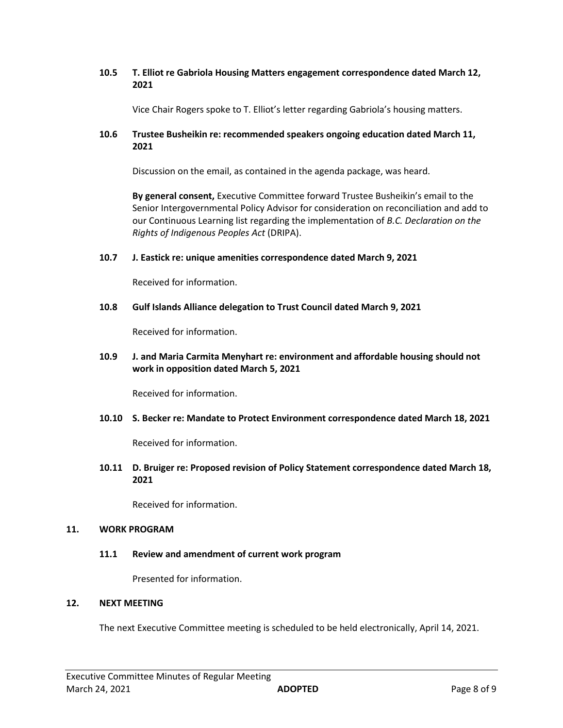### 10.5 T. Elliot re Gabriola Housing Matters engagement correspondence dated March 12, 2021

Vice Chair Rogers spoke to T. Elliot's letter regarding Gabriola's housing matters.

### 10.6 Trustee Busheikin re: recommended speakers ongoing education dated March 11, 2021

Discussion on the email, as contained in the agenda package, was heard.

**By general consent,** Executive Committee forward Trustee Busheikin's email to the Senior Intergovernmental Policy Advisor for consideration on reconciliation and add to our Continuous Learning list regarding the implementation of *B.C. Declaration on the Rights of Indigenous Peoples Act* (DRIPA).

### 10.7 J. Eastick re: unique amenities correspondence dated March 9, 2021

Received for information.

### 10.8 Gulf Islands Alliance delegation to Trust Council dated March 9, 2021

Received for information.

### 10.9 J. and Maria Carmita Menyhart re: environment and affordable housing should not work in opposition dated March 5, 2021

Received for information.

### 10.10 S. Becker re: Mandate to Protect Environment correspondence dated March 18, 2021

Received for information.

### 10.11 D. Bruiger re: Proposed revision of Policy Statement correspondence dated March 18, 2021

Received for information.

## 11. WORK PROGRAM

### 11.1 Review and amendment of current work program

Presented for information.

## 12. NEXT MEETING

The next Executive Committee meeting is scheduled to be held electronically, April 14, 2021.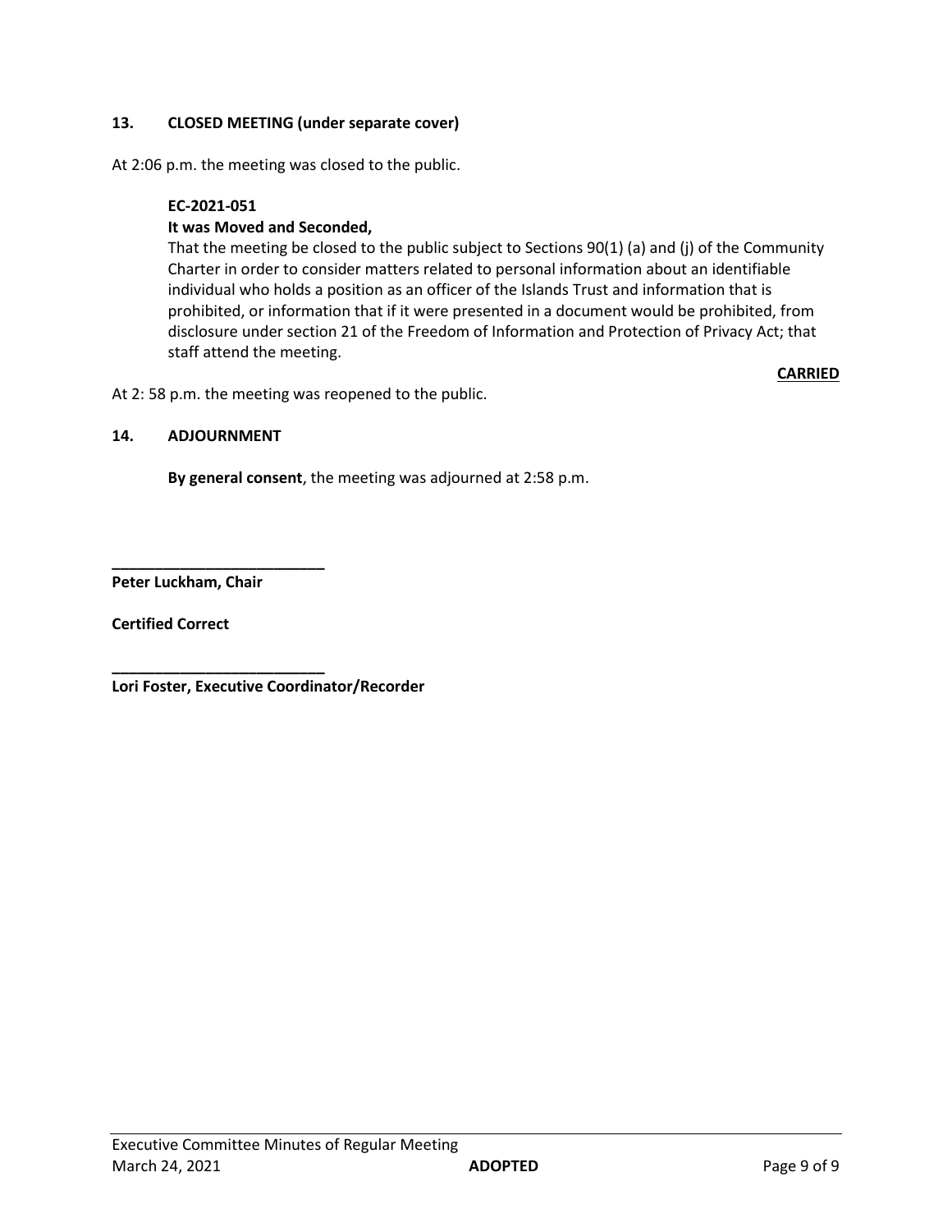## 13. CLOSED MEETING (under separate cover)

At 2:06 p.m. the meeting was closed to the public.

**EC-2021-051**
**It was Moved and Seconded,**
That the meeting be closed to the public subject to Sections 90(1) (a) and (j) of the Community Charter in order to consider matters related to personal information about an identifiable individual who holds a position as an officer of the Islands Trust and information that is prohibited, or information that if it were presented in a document would be prohibited, from disclosure under section 21 of the Freedom of Information and Protection of Privacy Act; that staff attend the meeting.

**CARRIED**

At 2: 58 p.m. the meeting was reopened to the public.

## 14. ADJOURNMENT

**By general consent**, the meeting was adjourned at 2:58 p.m.

\_\_\_\_\_\_\_\_\_\_\_\_\_\_\_\_\_\_\_\_\_\_\_\_\_\_
**Peter Luckham, Chair**

**Certified Correct**

\_\_\_\_\_\_\_\_\_\_\_\_\_\_\_\_\_\_\_\_\_\_\_\_\_\_
**Lori Foster, Executive Coordinator/Recorder**